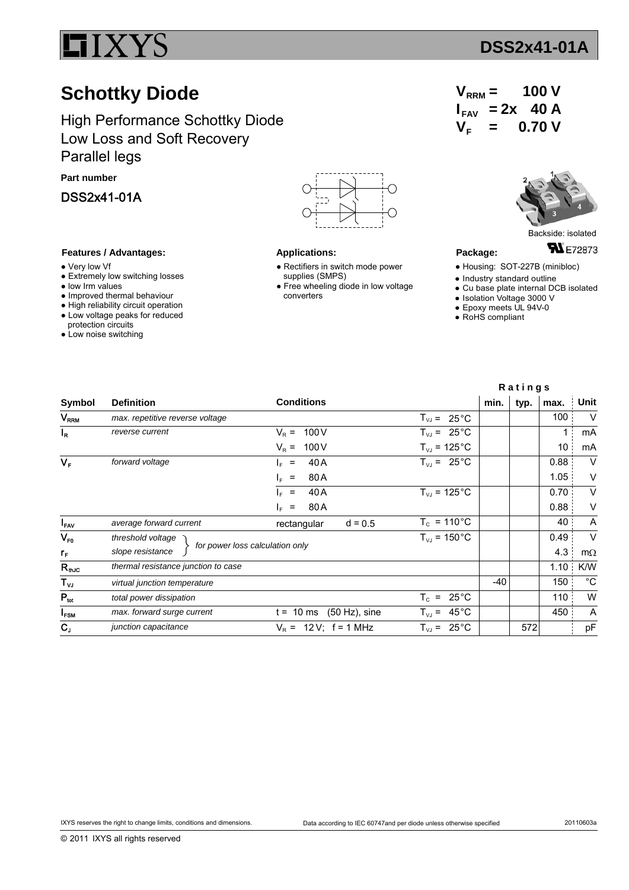# DSS2x41-01A

## Schottky Diode

High Performance Schottky Diode
Low Loss and Soft Recovery
Parallel legs

$V_{RRM}$ = 100 V
$I_{FAV}$ = 2x 40 A
$V_F$ = 0.70 V

**Part number**

DSS2x41-01A

Backside: isolated

E72873

**Features / Advantages:**

- Very low Vf
- Extremely low switching losses
- low Irm values
- Improved thermal behaviour
- High reliability circuit operation
- Low voltage peaks for reduced protection circuits
- Low noise switching

**Applications:**

- Rectifiers in switch mode power supplies (SMPS)
- Free wheeling diode in low voltage converters

**Package:**

- Housing: SOT-227B (minibloc)
- Industry standard outline
- Cu base plate internal DCB isolated
- Isolation Voltage 3000 V
- Epoxy meets UL 94V-0
- RoHS compliant

| Symbol | Definition | Conditions | | | Ratings min. | typ. | max. | Unit |
|---|---|---|---|---|---|---|---|---|
| $V_{RRM}$ | *max. repetitive reverse voltage* | | | $T_{VJ}$ = 25°C | | | 100 | V |
| $I_R$ | *reverse current* | $V_R$ = 100 V | | $T_{VJ}$ = 25°C | | | 1 | mA |
| | | $V_R$ = 100 V | | $T_{VJ}$ = 125°C | | | 10 | mA |
| $V_F$ | *forward voltage* | $I_F$ = 40 A | | $T_{VJ}$ = 25°C | | | 0.88 | V |
| | | $I_F$ = 80 A | | | | | 1.05 | V |
| | | $I_F$ = 40 A | | $T_{VJ}$ = 125°C | | | 0.70 | V |
| | | $I_F$ = 80 A | | | | | 0.88 | V |
| $I_{FAV}$ | *average forward current* | rectangular | d = 0.5 | $T_C$ = 110°C | | | 40 | A |
| $V_{F0}$ | *threshold voltage* | *for power loss calculation only* | | $T_{VJ}$ = 150°C | | | 0.49 | V |
| $r_F$ | *slope resistance* | | | | | | 4.3 | mΩ |
| $R_{thJC}$ | *thermal resistance junction to case* | | | | | | 1.10 | K/W |
| $T_{VJ}$ | *virtual junction temperature* | | | | -40 | | 150 | °C |
| $P_{tot}$ | *total power dissipation* | | | $T_C$ = 25°C | | | 110 | W |
| $I_{FSM}$ | *max. forward surge current* | t = 10 ms (50 Hz), sine | | $T_{VJ}$ = 45°C | | | 450 | A |
| $C_J$ | *junction capacitance* | $V_R$ = 12 V; f = 1 MHz | | $T_{VJ}$ = 25°C | | 572 | | pF |

IXYS reserves the right to change limits, conditions and dimensions. Data according to IEC 60747and per diode unless otherwise specified 20110603a

© 2011 IXYS all rights reserved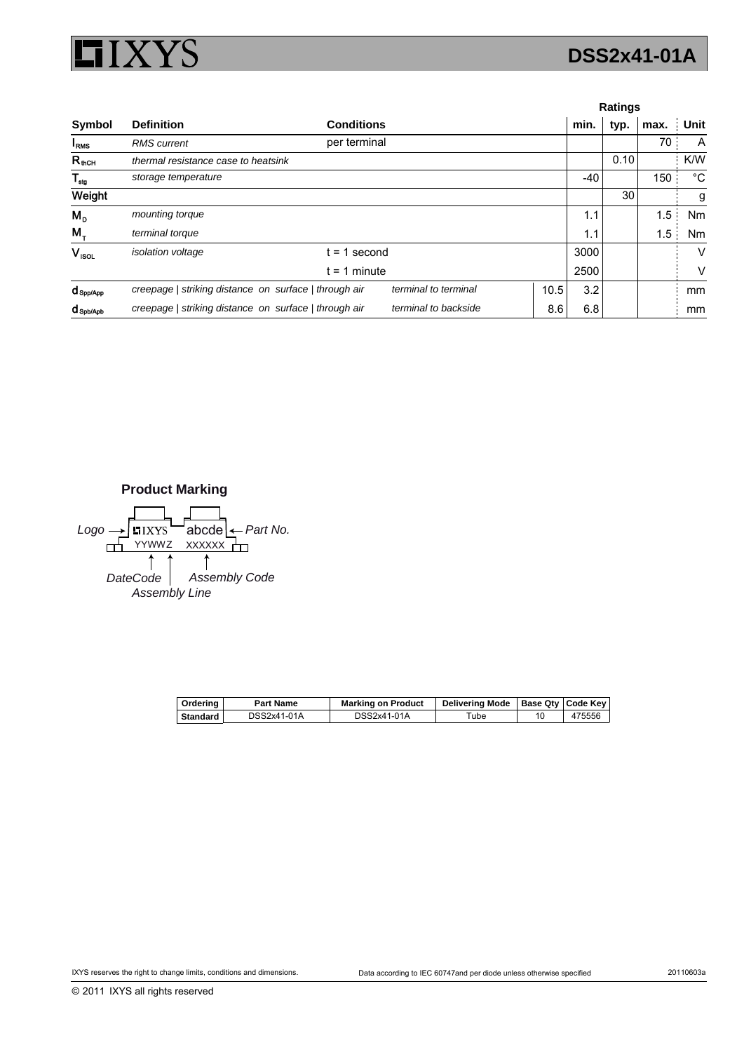| Symbol | Definition | Conditions | | | Ratings min. | typ. | max. | Unit |
|---|---|---|---|---|---|---|---|---|
| $I_{RMS}$ | *RMS current* | per terminal | | | | | 70 | A |
| $R_{thCH}$ | *thermal resistance case to heatsink* | | | | | 0.10 | | K/W |
| $T_{stg}$ | *storage temperature* | | | | -40 | | 150 | °C |
| **Weight** | | | | | | 30 | | g |
| $M_D$ | *mounting torque* | | | | 1.1 | | 1.5 | Nm |
| $M_T$ | *terminal torque* | | | | 1.1 | | 1.5 | Nm |
| $V_{ISOL}$ | *isolation voltage* | t = 1 second | | | 3000 | | | V |
| | | t = 1 minute | | | 2500 | | | V |
| $d_{Spp/App}$ | *creepage \| striking distance on surface \| through air* | | *terminal to terminal* | 10.5 | 3.2 | | | mm |
| $d_{Spb/Apb}$ | *creepage \| striking distance on surface \| through air* | | *terminal to backside* | 8.6 | 6.8 | | | mm |

**Product Marking**

Logo → IXYS abcde ← Part No.
YYWWZ XXXXXX

DateCode | Assembly Line | Assembly Code

| Ordering | Part Name | Marking on Product | Delivering Mode | Base Qty | Code Key |
|---|---|---|---|---|---|
| Standard | DSS2x41-01A | DSS2x41-01A | Tube | 10 | 475556 |

IXYS reserves the right to change limits, conditions and dimensions.

Data according to IEC 60747and per diode unless otherwise specified

20110603a

© 2011 IXYS all rights reserved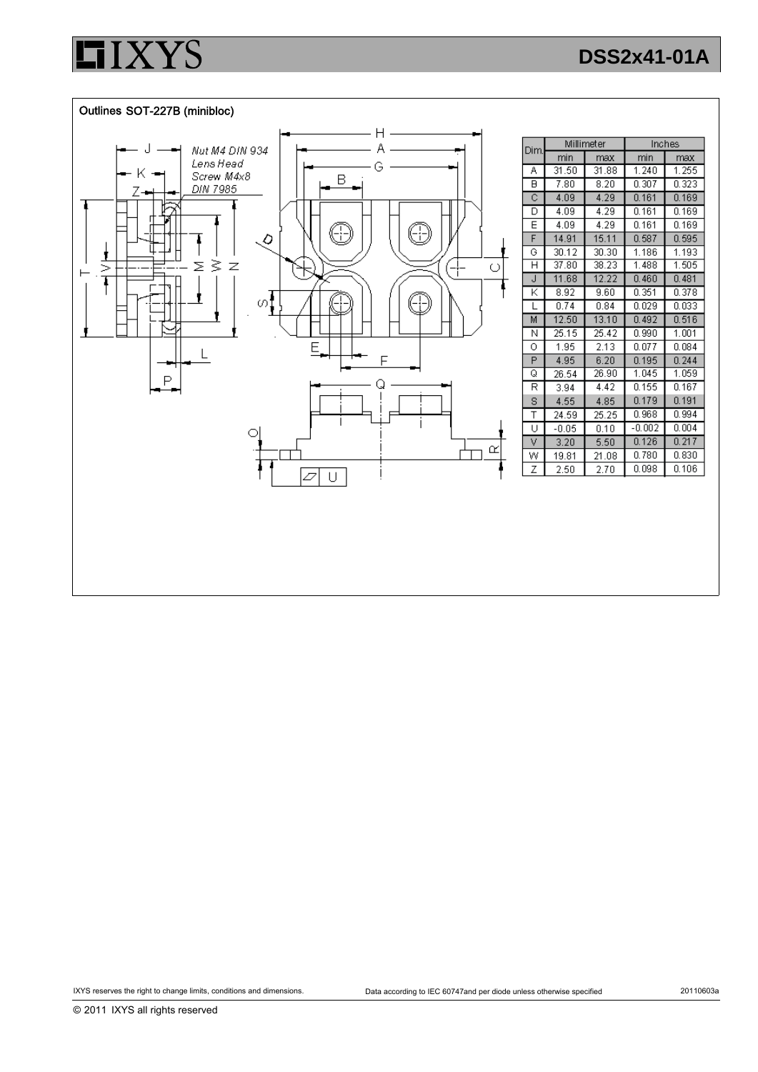## Outlines SOT-227B (minibloc)

Nut M4 DIN 934
Lens Head
Screw M4x8
DIN 7985

| Dim. | Millimeter | | Inches | |
|---|---|---|---|---|
| | min | max | min | max |
| A | 31.50 | 31.88 | 1.240 | 1.255 |
| B | 7.80 | 8.20 | 0.307 | 0.323 |
| C | 4.09 | 4.29 | 0.161 | 0.169 |
| D | 4.09 | 4.29 | 0.161 | 0.169 |
| E | 4.09 | 4.29 | 0.161 | 0.169 |
| F | 14.91 | 15.11 | 0.587 | 0.595 |
| G | 30.12 | 30.30 | 1.186 | 1.193 |
| H | 37.80 | 38.23 | 1.488 | 1.505 |
| J | 11.68 | 12.22 | 0.460 | 0.481 |
| K | 8.92 | 9.60 | 0.351 | 0.378 |
| L | 0.74 | 0.84 | 0.029 | 0.033 |
| M | 12.50 | 13.10 | 0.492 | 0.516 |
| N | 25.15 | 25.42 | 0.990 | 1.001 |
| O | 1.95 | 2.13 | 0.077 | 0.084 |
| P | 4.95 | 6.20 | 0.195 | 0.244 |
| Q | 26.54 | 26.90 | 1.045 | 1.059 |
| R | 3.94 | 4.42 | 0.155 | 0.167 |
| S | 4.55 | 4.85 | 0.179 | 0.191 |
| T | 24.59 | 25.25 | 0.968 | 0.994 |
| U | -0.05 | 0.10 | -0.002 | 0.004 |
| V | 3.20 | 5.50 | 0.126 | 0.217 |
| W | 19.81 | 21.08 | 0.780 | 0.830 |
| Z | 2.50 | 2.70 | 0.098 | 0.106 |

IXYS reserves the right to change limits, conditions and dimensions.

Data according to IEC 60747and per diode unless otherwise specified

20110603a

© 2011 IXYS all rights reserved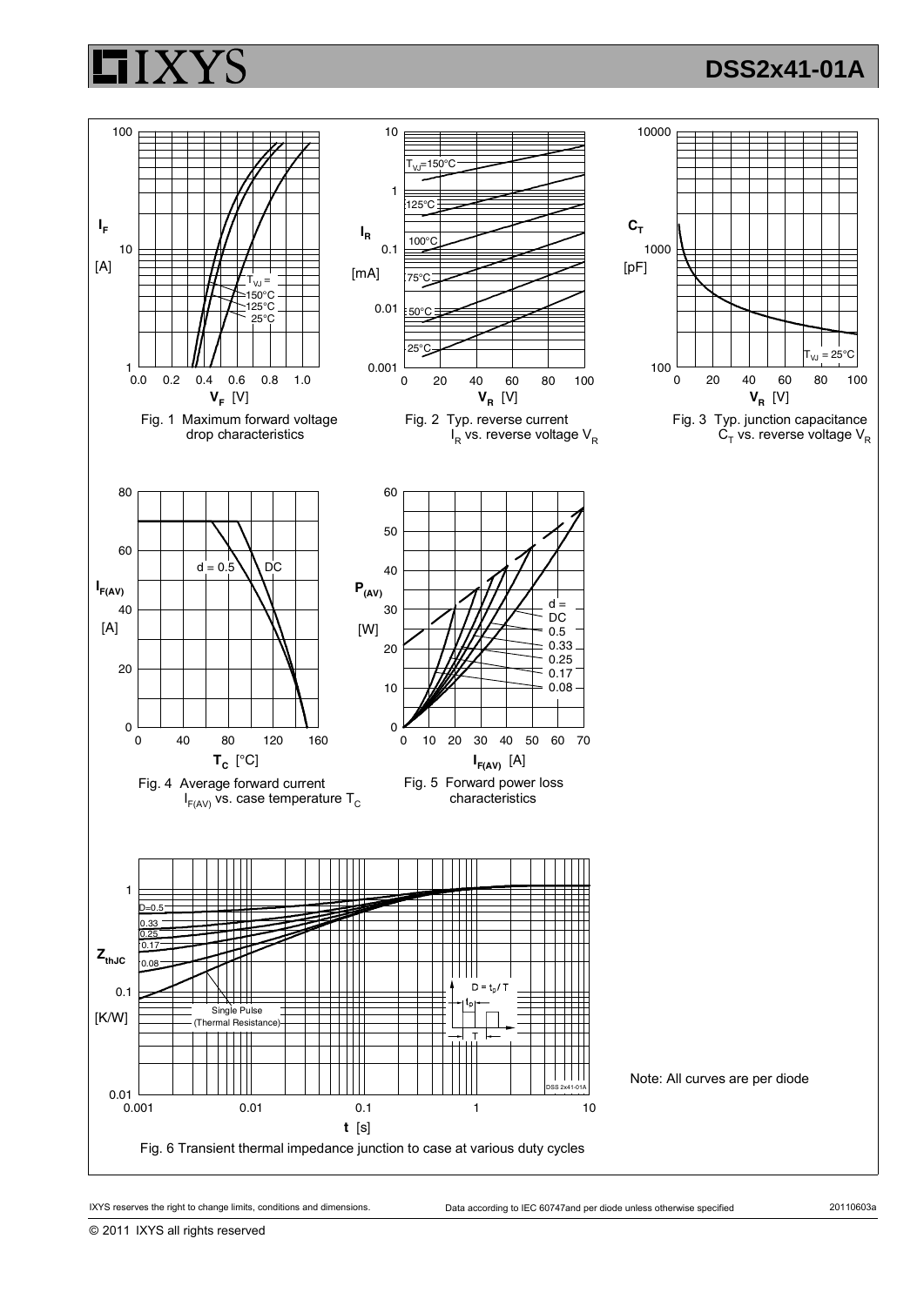Fig. 1 Maximum forward voltage drop characteristics

$I_F$ [A]

100
10
1

$V_F$ [V]

0.0 0.2 0.4 0.6 0.8 1.0

$T_{VJ}$ =
150°C
125°C
25°C

Fig. 2 Typ. reverse current $I_R$ vs. reverse voltage $V_R$

$I_R$ [mA]

10
1
0.1
0.01
0.001

$T_{VJ}$=150°C
125°C
100°C
75°C
50°C
25°C

$V_R$ [V]

0 20 40 60 80 100

Fig. 3 Typ. junction capacitance $C_T$ vs. reverse voltage $V_R$

$C_T$ [pF]

10000
1000
100

$T_{VJ}$ = 25°C

$V_R$ [V]

0 20 40 60 80 100

Fig. 4 Average forward current $I_{F(AV)}$ vs. case temperature $T_C$

$I_{F(AV)}$ [A]

80
60
40
20
0

d = 0.5
DC

$T_C$ [°C]

0 40 80 120 160

Fig. 5 Forward power loss characteristics

$P_{(AV)}$ [W]

60
50
40
30
20
10
0

d =
DC
0.5
0.33
0.25
0.17
0.08

$I_{F(AV)}$ [A]

0 10 20 30 40 50 60 70

Fig. 6 Transient thermal impedance junction to case at various duty cycles

$Z_{thJC}$ [K/W]

1
0.1
0.01

D=0.5
0.33
0.25
0.17
0.08

Single Pulse (Thermal Resistance)

$D = t_p / T$

$t_p$

T

DSS 2x41-01A

t [s]

0.001 0.01 0.1 1 10

Note: All curves are per diode

IXYS reserves the right to change limits, conditions and dimensions.

Data according to IEC 60747and per diode unless otherwise specified

20110603a

© 2011 IXYS all rights reserved